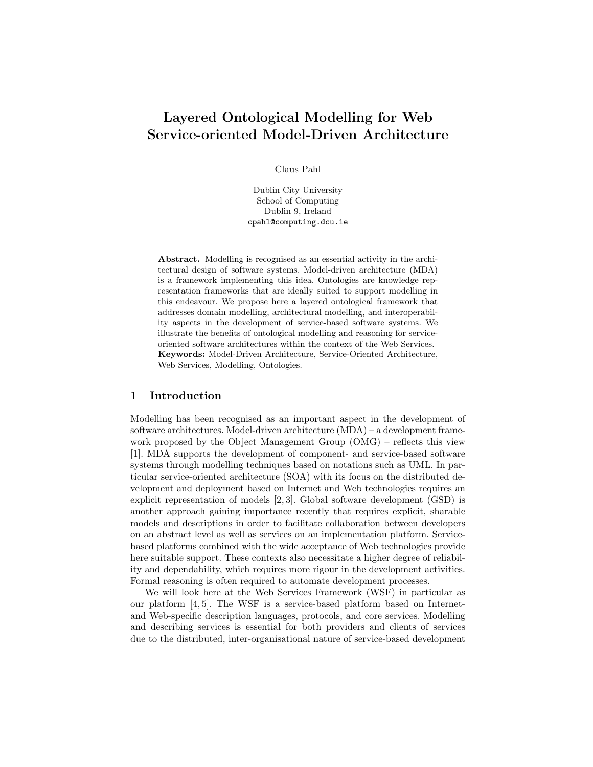# Layered Ontological Modelling for Web Service-oriented Model-Driven Architecture

Claus Pahl

Dublin City University
School of Computing
Dublin 9, Ireland
cpahl@computing.dcu.ie

**Abstract.** Modelling is recognised as an essential activity in the architectural design of software systems. Model-driven architecture (MDA) is a framework implementing this idea. Ontologies are knowledge representation frameworks that are ideally suited to support modelling in this endeavour. We propose here a layered ontological framework that addresses domain modelling, architectural modelling, and interoperability aspects in the development of service-based software systems. We illustrate the benefits of ontological modelling and reasoning for service-oriented software architectures within the context of the Web Services.
**Keywords:** Model-Driven Architecture, Service-Oriented Architecture, Web Services, Modelling, Ontologies.

## 1 Introduction

Modelling has been recognised as an important aspect in the development of software architectures. Model-driven architecture (MDA) – a development framework proposed by the Object Management Group (OMG) – reflects this view [1]. MDA supports the development of component- and service-based software systems through modelling techniques based on notations such as UML. In particular service-oriented architecture (SOA) with its focus on the distributed development and deployment based on Internet and Web technologies requires an explicit representation of models [2, 3]. Global software development (GSD) is another approach gaining importance recently that requires explicit, sharable models and descriptions in order to facilitate collaboration between developers on an abstract level as well as services on an implementation platform. Service-based platforms combined with the wide acceptance of Web technologies provide here suitable support. These contexts also necessitate a higher degree of reliability and dependability, which requires more rigour in the development activities. Formal reasoning is often required to automate development processes.

We will look here at the Web Services Framework (WSF) in particular as our platform [4, 5]. The WSF is a service-based platform based on Internet- and Web-specific description languages, protocols, and core services. Modelling and describing services is essential for both providers and clients of services due to the distributed, inter-organisational nature of service-based development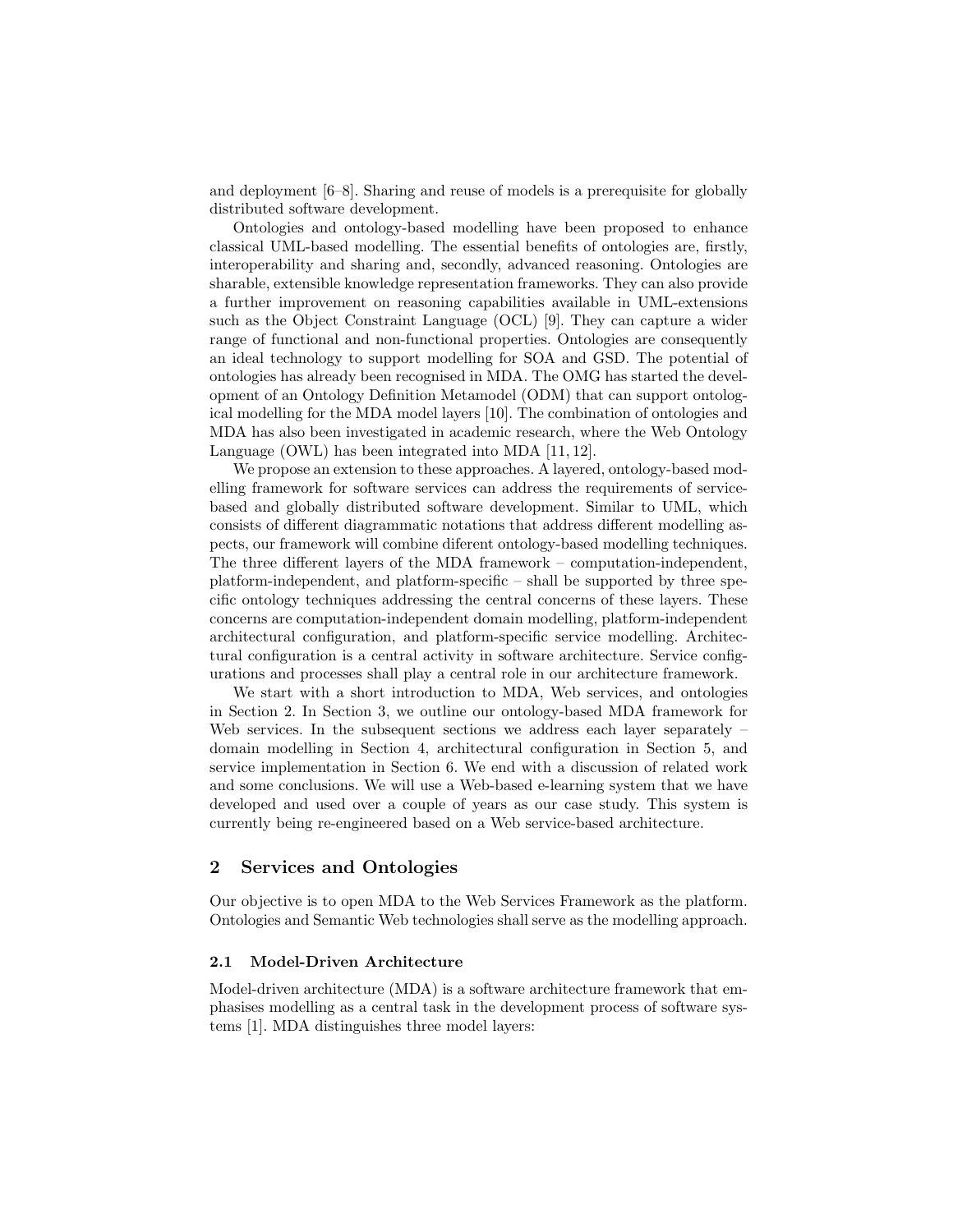and deployment [6–8]. Sharing and reuse of models is a prerequisite for globally distributed software development.

Ontologies and ontology-based modelling have been proposed to enhance classical UML-based modelling. The essential benefits of ontologies are, firstly, interoperability and sharing and, secondly, advanced reasoning. Ontologies are sharable, extensible knowledge representation frameworks. They can also provide a further improvement on reasoning capabilities available in UML-extensions such as the Object Constraint Language (OCL) [9]. They can capture a wider range of functional and non-functional properties. Ontologies are consequently an ideal technology to support modelling for SOA and GSD. The potential of ontologies has already been recognised in MDA. The OMG has started the development of an Ontology Definition Metamodel (ODM) that can support ontological modelling for the MDA model layers [10]. The combination of ontologies and MDA has also been investigated in academic research, where the Web Ontology Language (OWL) has been integrated into MDA [11, 12].

We propose an extension to these approaches. A layered, ontology-based modelling framework for software services can address the requirements of service-based and globally distributed software development. Similar to UML, which consists of different diagrammatic notations that address different modelling aspects, our framework will combine diferent ontology-based modelling techniques. The three different layers of the MDA framework – computation-independent, platform-independent, and platform-specific – shall be supported by three specific ontology techniques addressing the central concerns of these layers. These concerns are computation-independent domain modelling, platform-independent architectural configuration, and platform-specific service modelling. Architectural configuration is a central activity in software architecture. Service configurations and processes shall play a central role in our architecture framework.

We start with a short introduction to MDA, Web services, and ontologies in Section 2. In Section 3, we outline our ontology-based MDA framework for Web services. In the subsequent sections we address each layer separately – domain modelling in Section 4, architectural configuration in Section 5, and service implementation in Section 6. We end with a discussion of related work and some conclusions. We will use a Web-based e-learning system that we have developed and used over a couple of years as our case study. This system is currently being re-engineered based on a Web service-based architecture.

## 2 Services and Ontologies

Our objective is to open MDA to the Web Services Framework as the platform. Ontologies and Semantic Web technologies shall serve as the modelling approach.

### 2.1 Model-Driven Architecture

Model-driven architecture (MDA) is a software architecture framework that emphasises modelling as a central task in the development process of software systems [1]. MDA distinguishes three model layers: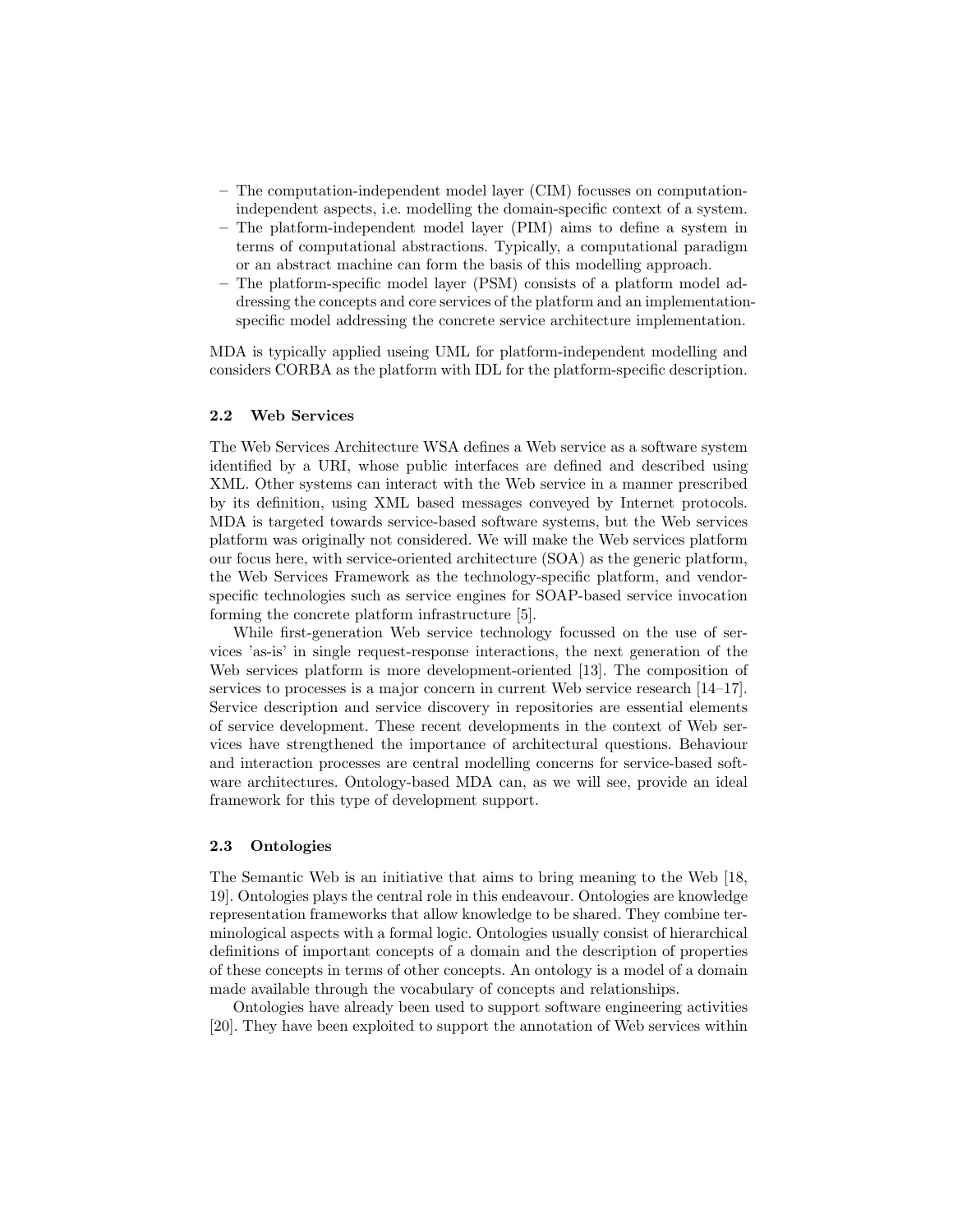- The computation-independent model layer (CIM) focusses on computation-independent aspects, i.e. modelling the domain-specific context of a system.
- The platform-independent model layer (PIM) aims to define a system in terms of computational abstractions. Typically, a computational paradigm or an abstract machine can form the basis of this modelling approach.
- The platform-specific model layer (PSM) consists of a platform model addressing the concepts and core services of the platform and an implementation-specific model addressing the concrete service architecture implementation.

MDA is typically applied useing UML for platform-independent modelling and considers CORBA as the platform with IDL for the platform-specific description.

### 2.2 Web Services

The Web Services Architecture WSA defines a Web service as a software system identified by a URI, whose public interfaces are defined and described using XML. Other systems can interact with the Web service in a manner prescribed by its definition, using XML based messages conveyed by Internet protocols. MDA is targeted towards service-based software systems, but the Web services platform was originally not considered. We will make the Web services platform our focus here, with service-oriented architecture (SOA) as the generic platform, the Web Services Framework as the technology-specific platform, and vendor-specific technologies such as service engines for SOAP-based service invocation forming the concrete platform infrastructure [5].

While first-generation Web service technology focussed on the use of services 'as-is' in single request-response interactions, the next generation of the Web services platform is more development-oriented [13]. The composition of services to processes is a major concern in current Web service research [14–17]. Service description and service discovery in repositories are essential elements of service development. These recent developments in the context of Web services have strengthened the importance of architectural questions. Behaviour and interaction processes are central modelling concerns for service-based software architectures. Ontology-based MDA can, as we will see, provide an ideal framework for this type of development support.

### 2.3 Ontologies

The Semantic Web is an initiative that aims to bring meaning to the Web [18, 19]. Ontologies plays the central role in this endeavour. Ontologies are knowledge representation frameworks that allow knowledge to be shared. They combine terminological aspects with a formal logic. Ontologies usually consist of hierarchical definitions of important concepts of a domain and the description of properties of these concepts in terms of other concepts. An ontology is a model of a domain made available through the vocabulary of concepts and relationships.

Ontologies have already been used to support software engineering activities [20]. They have been exploited to support the annotation of Web services within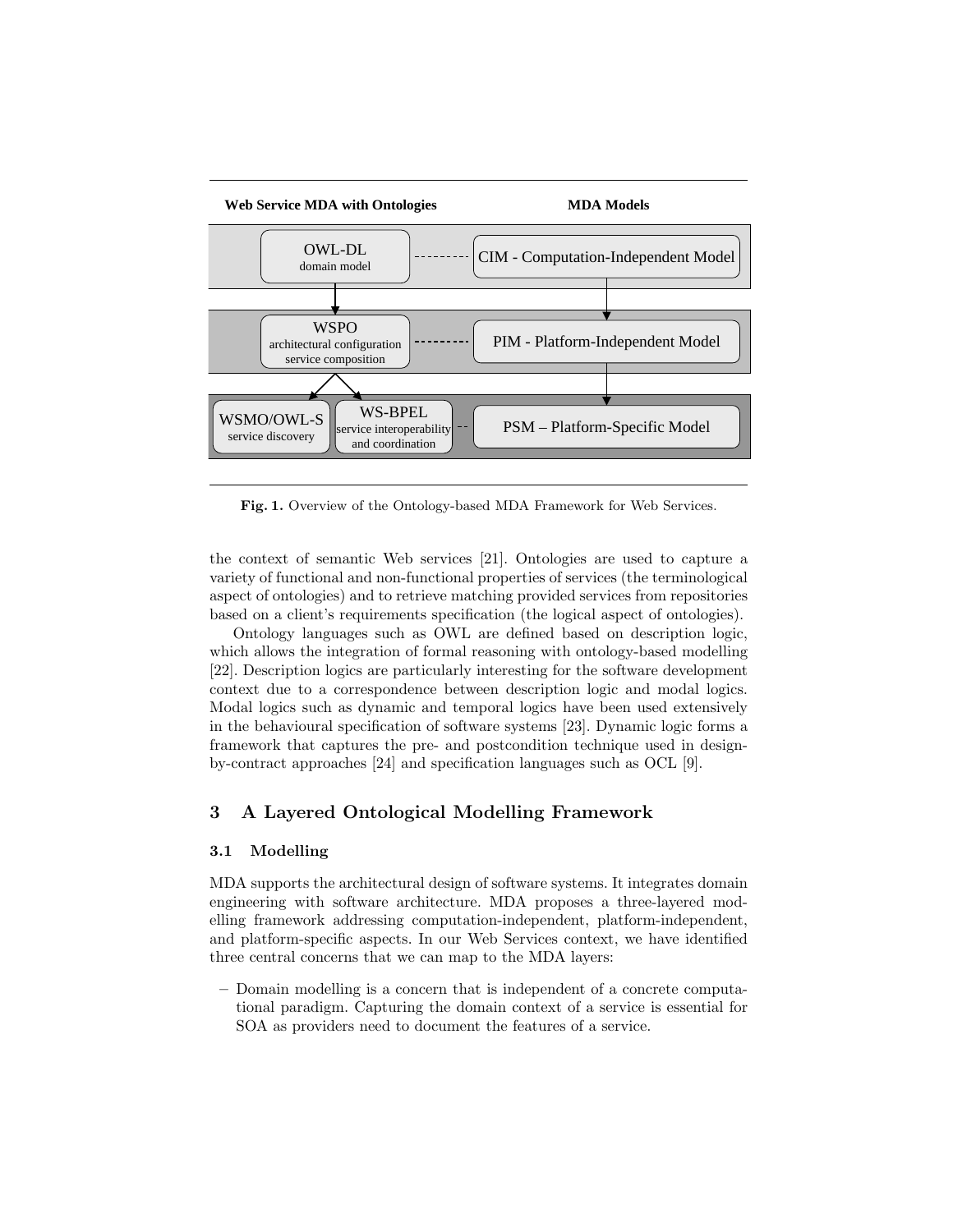**Web Service MDA with Ontologies** | **MDA Models**

| Web Service MDA with Ontologies | | MDA Models |
|---|---|---|
| OWL-DL domain model | | CIM - Computation-Independent Model |
| WSPO architectural configuration service composition | | PIM - Platform-Independent Model |
| WSMO/OWL-S service discovery | WS-BPEL service interoperability and coordination | PSM – Platform-Specific Model |

**Fig. 1.** Overview of the Ontology-based MDA Framework for Web Services.

the context of semantic Web services [21]. Ontologies are used to capture a variety of functional and non-functional properties of services (the terminological aspect of ontologies) and to retrieve matching provided services from repositories based on a client's requirements specification (the logical aspect of ontologies).

Ontology languages such as OWL are defined based on description logic, which allows the integration of formal reasoning with ontology-based modelling [22]. Description logics are particularly interesting for the software development context due to a correspondence between description logic and modal logics. Modal logics such as dynamic and temporal logics have been used extensively in the behavioural specification of software systems [23]. Dynamic logic forms a framework that captures the pre- and postcondition technique used in design-by-contract approaches [24] and specification languages such as OCL [9].

## 3 A Layered Ontological Modelling Framework

### 3.1 Modelling

MDA supports the architectural design of software systems. It integrates domain engineering with software architecture. MDA proposes a three-layered modelling framework addressing computation-independent, platform-independent, and platform-specific aspects. In our Web Services context, we have identified three central concerns that we can map to the MDA layers:

– Domain modelling is a concern that is independent of a concrete computational paradigm. Capturing the domain context of a service is essential for SOA as providers need to document the features of a service.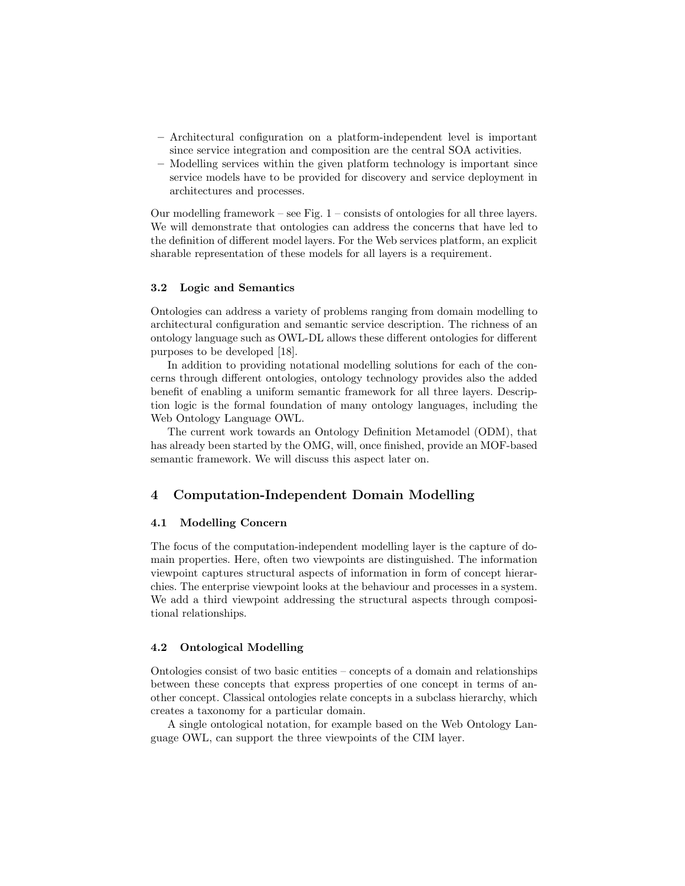- Architectural configuration on a platform-independent level is important since service integration and composition are the central SOA activities.
- Modelling services within the given platform technology is important since service models have to be provided for discovery and service deployment in architectures and processes.

Our modelling framework – see Fig. 1 – consists of ontologies for all three layers. We will demonstrate that ontologies can address the concerns that have led to the definition of different model layers. For the Web services platform, an explicit sharable representation of these models for all layers is a requirement.

### 3.2 Logic and Semantics

Ontologies can address a variety of problems ranging from domain modelling to architectural configuration and semantic service description. The richness of an ontology language such as OWL-DL allows these different ontologies for different purposes to be developed [18].

In addition to providing notational modelling solutions for each of the concerns through different ontologies, ontology technology provides also the added benefit of enabling a uniform semantic framework for all three layers. Description logic is the formal foundation of many ontology languages, including the Web Ontology Language OWL.

The current work towards an Ontology Definition Metamodel (ODM), that has already been started by the OMG, will, once finished, provide an MOF-based semantic framework. We will discuss this aspect later on.

## 4 Computation-Independent Domain Modelling

### 4.1 Modelling Concern

The focus of the computation-independent modelling layer is the capture of domain properties. Here, often two viewpoints are distinguished. The information viewpoint captures structural aspects of information in form of concept hierarchies. The enterprise viewpoint looks at the behaviour and processes in a system. We add a third viewpoint addressing the structural aspects through compositional relationships.

### 4.2 Ontological Modelling

Ontologies consist of two basic entities – concepts of a domain and relationships between these concepts that express properties of one concept in terms of another concept. Classical ontologies relate concepts in a subclass hierarchy, which creates a taxonomy for a particular domain.

A single ontological notation, for example based on the Web Ontology Language OWL, can support the three viewpoints of the CIM layer.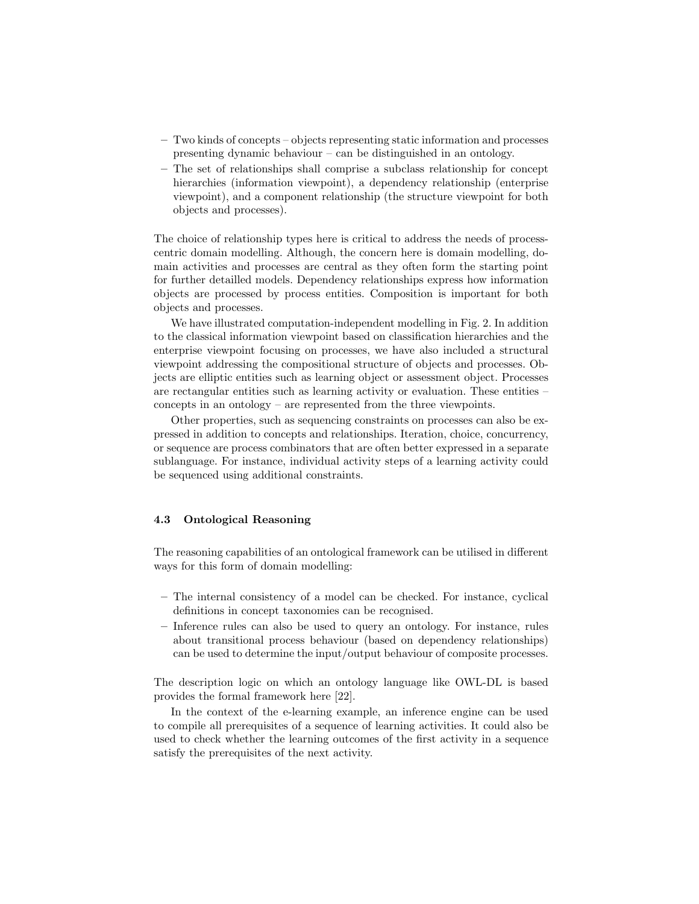- Two kinds of concepts – objects representing static information and processes presenting dynamic behaviour – can be distinguished in an ontology.
- The set of relationships shall comprise a subclass relationship for concept hierarchies (information viewpoint), a dependency relationship (enterprise viewpoint), and a component relationship (the structure viewpoint for both objects and processes).

The choice of relationship types here is critical to address the needs of process-centric domain modelling. Although, the concern here is domain modelling, domain activities and processes are central as they often form the starting point for further detailled models. Dependency relationships express how information objects are processed by process entities. Composition is important for both objects and processes.

We have illustrated computation-independent modelling in Fig. 2. In addition to the classical information viewpoint based on classification hierarchies and the enterprise viewpoint focusing on processes, we have also included a structural viewpoint addressing the compositional structure of objects and processes. Objects are elliptic entities such as learning object or assessment object. Processes are rectangular entities such as learning activity or evaluation. These entities – concepts in an ontology – are represented from the three viewpoints.

Other properties, such as sequencing constraints on processes can also be expressed in addition to concepts and relationships. Iteration, choice, concurrency, or sequence are process combinators that are often better expressed in a separate sublanguage. For instance, individual activity steps of a learning activity could be sequenced using additional constraints.

### 4.3 Ontological Reasoning

The reasoning capabilities of an ontological framework can be utilised in different ways for this form of domain modelling:

- The internal consistency of a model can be checked. For instance, cyclical definitions in concept taxonomies can be recognised.
- Inference rules can also be used to query an ontology. For instance, rules about transitional process behaviour (based on dependency relationships) can be used to determine the input/output behaviour of composite processes.

The description logic on which an ontology language like OWL-DL is based provides the formal framework here [22].

In the context of the e-learning example, an inference engine can be used to compile all prerequisites of a sequence of learning activities. It could also be used to check whether the learning outcomes of the first activity in a sequence satisfy the prerequisites of the next activity.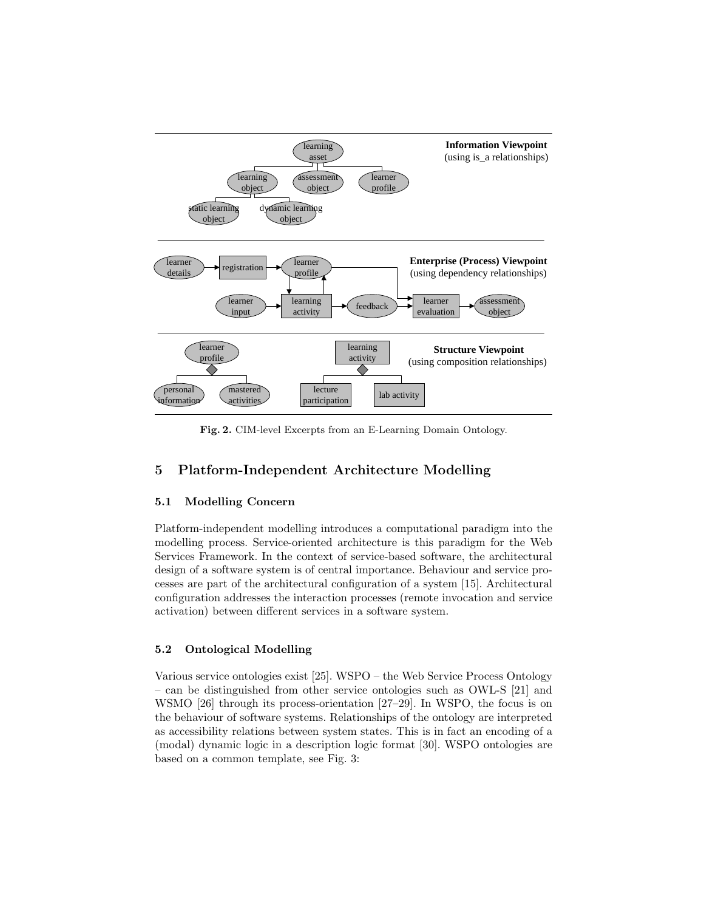Fig. 2. CIM-level Excerpts from an E-Learning Domain Ontology.

## 5 Platform-Independent Architecture Modelling

### 5.1 Modelling Concern

Platform-independent modelling introduces a computational paradigm into the modelling process. Service-oriented architecture is this paradigm for the Web Services Framework. In the context of service-based software, the architectural design of a software system is of central importance. Behaviour and service processes are part of the architectural configuration of a system [15]. Architectural configuration addresses the interaction processes (remote invocation and service activation) between different services in a software system.

### 5.2 Ontological Modelling

Various service ontologies exist [25]. WSPO – the Web Service Process Ontology – can be distinguished from other service ontologies such as OWL-S [21] and WSMO [26] through its process-orientation [27–29]. In WSPO, the focus is on the behaviour of software systems. Relationships of the ontology are interpreted as accessibility relations between system states. This is in fact an encoding of a (modal) dynamic logic in a description logic format [30]. WSPO ontologies are based on a common template, see Fig. 3: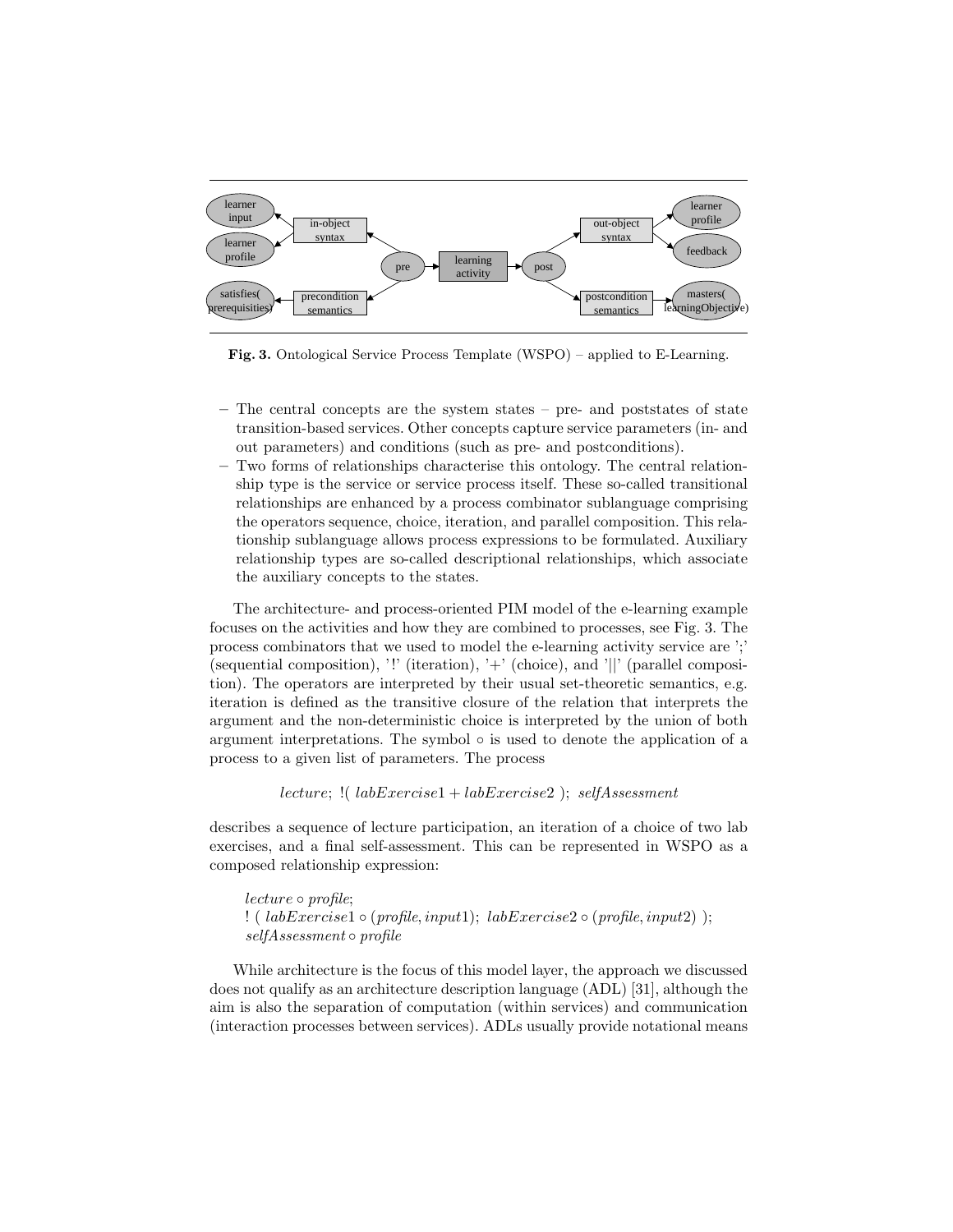**Fig. 3.** Ontological Service Process Template (WSPO) – applied to E-Learning.

- The central concepts are the system states – pre- and poststates of state transition-based services. Other concepts capture service parameters (in- and out parameters) and conditions (such as pre- and postconditions).
- Two forms of relationships characterise this ontology. The central relationship type is the service or service process itself. These so-called transitional relationships are enhanced by a process combinator sublanguage comprising the operators sequence, choice, iteration, and parallel composition. This relationship sublanguage allows process expressions to be formulated. Auxiliary relationship types are so-called descriptional relationships, which associate the auxiliary concepts to the states.

The architecture- and process-oriented PIM model of the e-learning example focuses on the activities and how they are combined to processes, see Fig. 3. The process combinators that we used to model the e-learning activity service are ';' (sequential composition), '!' (iteration), '+' (choice), and '||' (parallel composition). The operators are interpreted by their usual set-theoretic semantics, e.g. iteration is defined as the transitive closure of the relation that interprets the argument and the non-deterministic choice is interpreted by the union of both argument interpretations. The symbol $\circ$ is used to denote the application of a process to a given list of parameters. The process

$$lecture;\ !(\ labExercise1 + labExercise2\ );\ selfAssessment$$

describes a sequence of lecture participation, an iteration of a choice of two lab exercises, and a final self-assessment. This can be represented in WSPO as a composed relationship expression:

$$\begin{aligned}
&lecture \circ profile; \\
&!\ (\ labExercise1 \circ (profile, input1);\ labExercise2 \circ (profile, input2)\ ); \\
&selfAssessment \circ profile
\end{aligned}$$

While architecture is the focus of this model layer, the approach we discussed does not qualify as an architecture description language (ADL) [31], although the aim is also the separation of computation (within services) and communication (interaction processes between services). ADLs usually provide notational means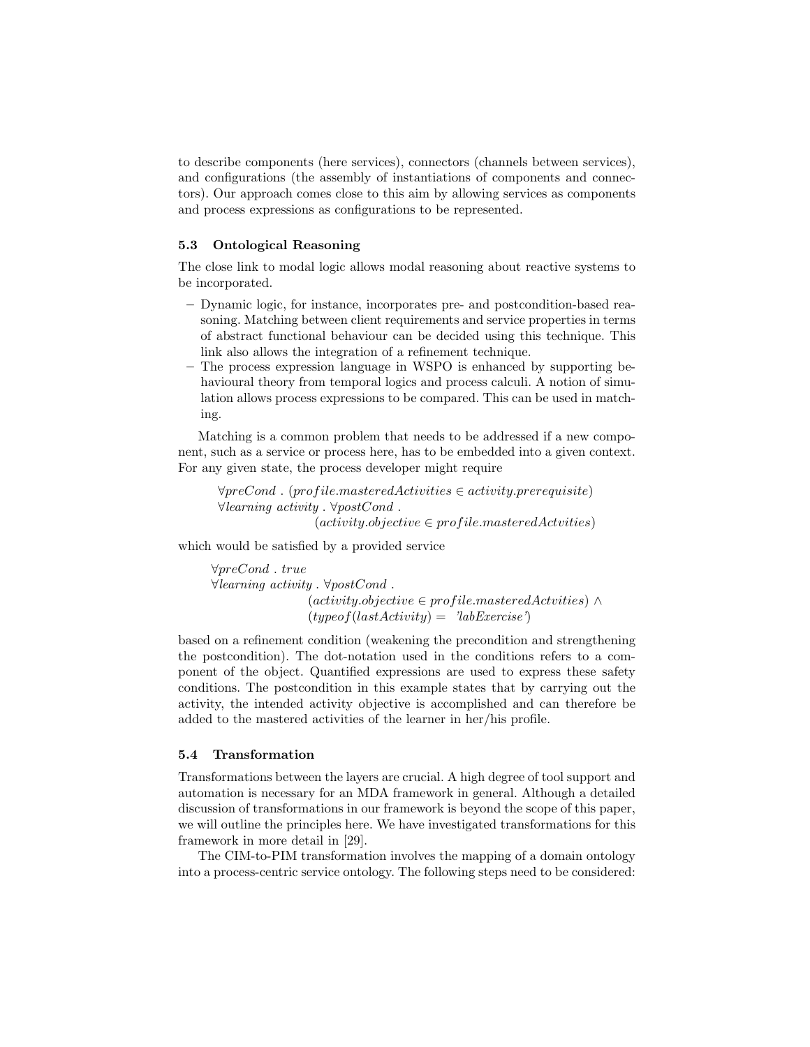to describe components (here services), connectors (channels between services), and configurations (the assembly of instantiations of components and connectors). Our approach comes close to this aim by allowing services as components and process expressions as configurations to be represented.

### 5.3 Ontological Reasoning

The close link to modal logic allows modal reasoning about reactive systems to be incorporated.

- Dynamic logic, for instance, incorporates pre- and postcondition-based reasoning. Matching between client requirements and service properties in terms of abstract functional behaviour can be decided using this technique. This link also allows the integration of a refinement technique.
- The process expression language in WSPO is enhanced by supporting behavioural theory from temporal logics and process calculi. A notion of simulation allows process expressions to be compared. This can be used in matching.

Matching is a common problem that needs to be addressed if a new component, such as a service or process here, has to be embedded into a given context. For any given state, the process developer might require

$$
\begin{array}{l}
\forall preCond \; . \; (profile.masteredActivities \in activity.prerequisite) \\
\forall learning\ activity \; . \; \forall postCond \; . \\
\qquad\qquad\qquad (activity.objective \in profile.masteredActvities)
\end{array}
$$

which would be satisfied by a provided service

$$
\begin{array}{l}
\forall preCond \; . \; true \\
\forall learning\ activity \; . \; \forall postCond \; . \\
\qquad\qquad\qquad (activity.objective \in profile.masteredActvities) \wedge \\
\qquad\qquad\qquad (typeof(lastActivity) = \text{'labExercise'})
\end{array}
$$

based on a refinement condition (weakening the precondition and strengthening the postcondition). The dot-notation used in the conditions refers to a component of the object. Quantified expressions are used to express these safety conditions. The postcondition in this example states that by carrying out the activity, the intended activity objective is accomplished and can therefore be added to the mastered activities of the learner in her/his profile.

### 5.4 Transformation

Transformations between the layers are crucial. A high degree of tool support and automation is necessary for an MDA framework in general. Although a detailed discussion of transformations in our framework is beyond the scope of this paper, we will outline the principles here. We have investigated transformations for this framework in more detail in [29].

The CIM-to-PIM transformation involves the mapping of a domain ontology into a process-centric service ontology. The following steps need to be considered: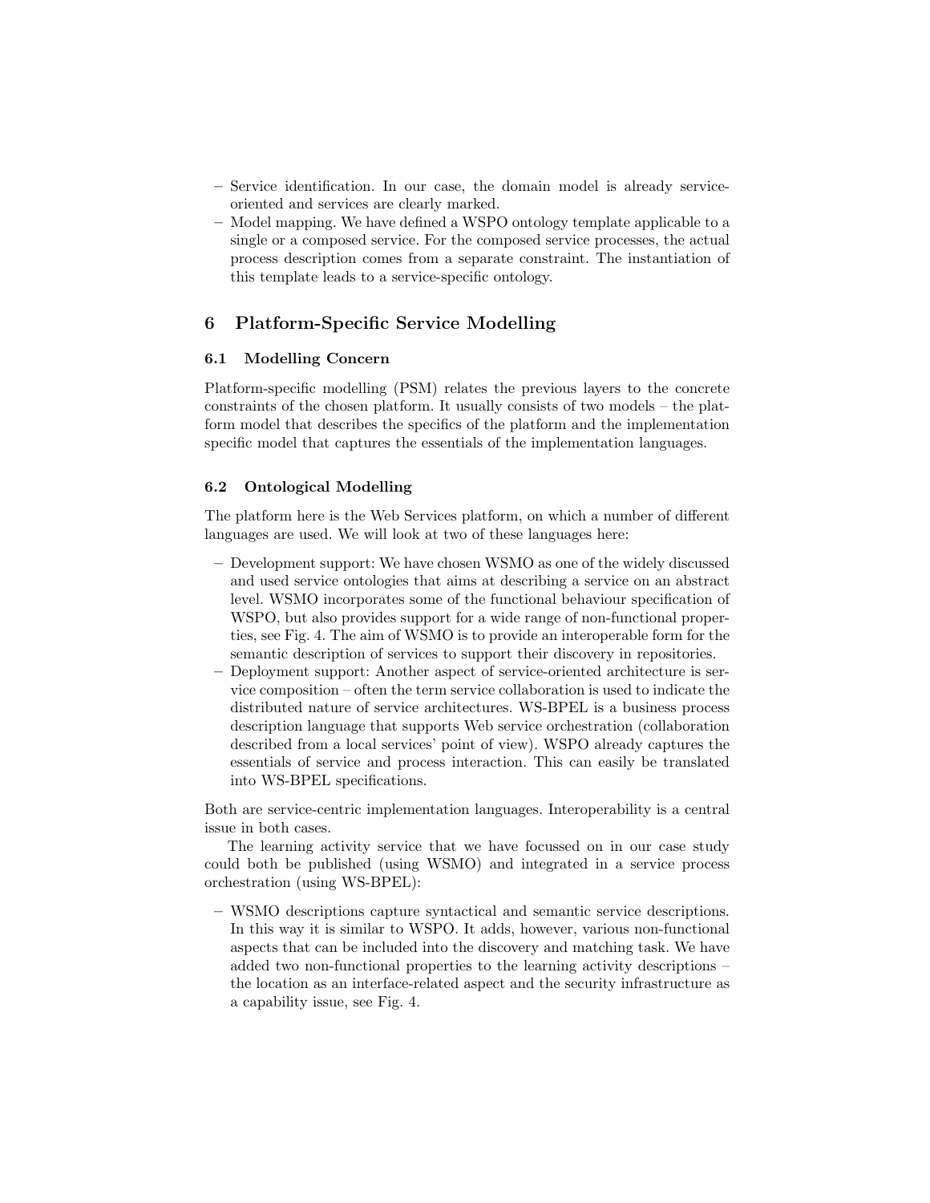- Service identification. In our case, the domain model is already service-oriented and services are clearly marked.
- Model mapping. We have defined a WSPO ontology template applicable to a single or a composed service. For the composed service processes, the actual process description comes from a separate constraint. The instantiation of this template leads to a service-specific ontology.

## 6 Platform-Specific Service Modelling

### 6.1 Modelling Concern

Platform-specific modelling (PSM) relates the previous layers to the concrete constraints of the chosen platform. It usually consists of two models – the platform model that describes the specifics of the platform and the implementation specific model that captures the essentials of the implementation languages.

### 6.2 Ontological Modelling

The platform here is the Web Services platform, on which a number of different languages are used. We will look at two of these languages here:

- Development support: We have chosen WSMO as one of the widely discussed and used service ontologies that aims at describing a service on an abstract level. WSMO incorporates some of the functional behaviour specification of WSPO, but also provides support for a wide range of non-functional properties, see Fig. 4. The aim of WSMO is to provide an interoperable form for the semantic description of services to support their discovery in repositories.
- Deployment support: Another aspect of service-oriented architecture is service composition – often the term service collaboration is used to indicate the distributed nature of service architectures. WS-BPEL is a business process description language that supports Web service orchestration (collaboration described from a local services' point of view). WSPO already captures the essentials of service and process interaction. This can easily be translated into WS-BPEL specifications.

Both are service-centric implementation languages. Interoperability is a central issue in both cases.

The learning activity service that we have focussed on in our case study could both be published (using WSMO) and integrated in a service process orchestration (using WS-BPEL):

- WSMO descriptions capture syntactical and semantic service descriptions. In this way it is similar to WSPO. It adds, however, various non-functional aspects that can be included into the discovery and matching task. We have added two non-functional properties to the learning activity descriptions – the location as an interface-related aspect and the security infrastructure as a capability issue, see Fig. 4.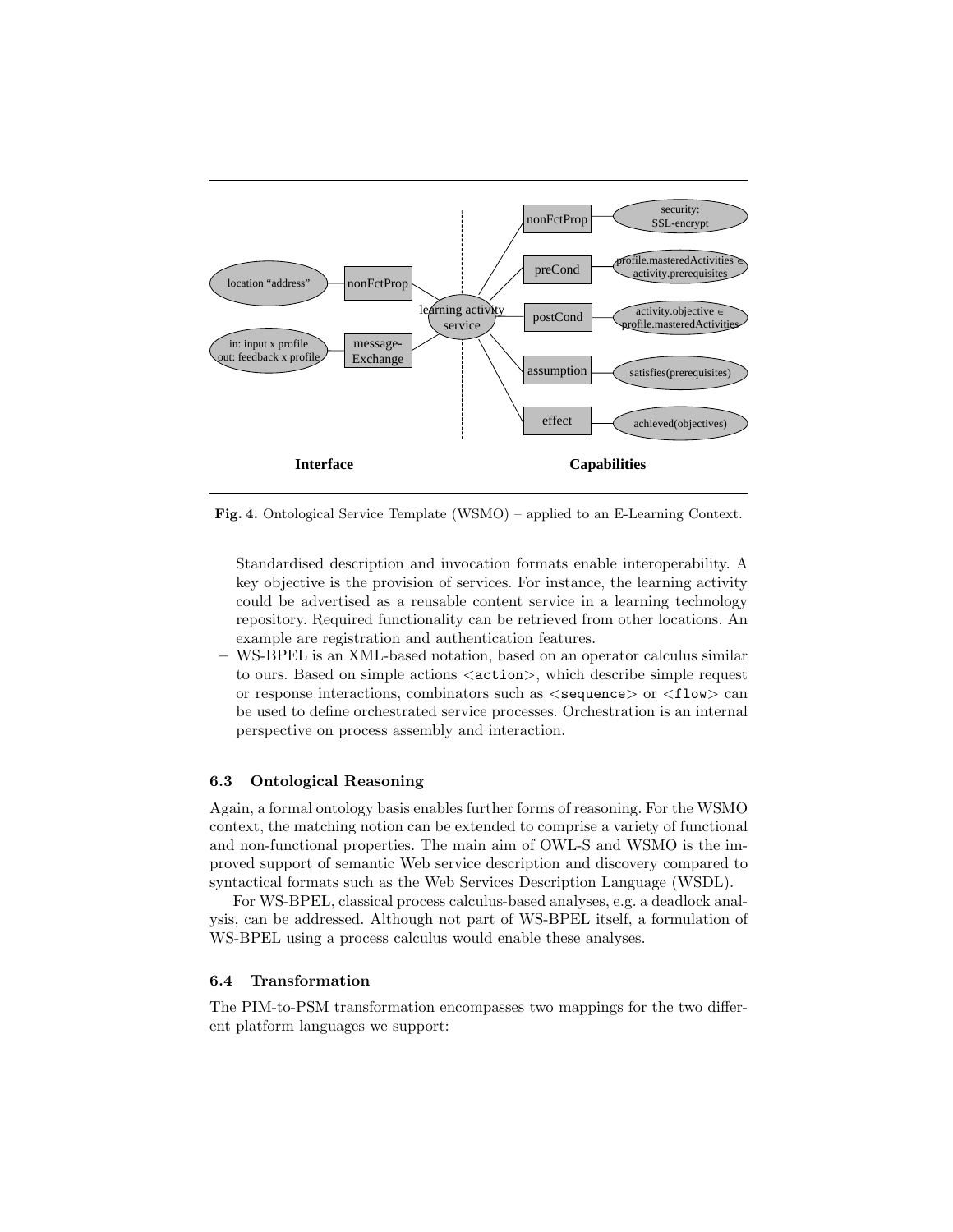Fig. 4. Ontological Service Template (WSMO) – applied to an E-Learning Context.

Standardised description and invocation formats enable interoperability. A key objective is the provision of services. For instance, the learning activity could be advertised as a reusable content service in a learning technology repository. Required functionality can be retrieved from other locations. An example are registration and authentication features.

- WS-BPEL is an XML-based notation, based on an operator calculus similar to ours. Based on simple actions <action>, which describe simple request or response interactions, combinators such as <sequence> or <flow> can be used to define orchestrated service processes. Orchestration is an internal perspective on process assembly and interaction.

### 6.3 Ontological Reasoning

Again, a formal ontology basis enables further forms of reasoning. For the WSMO context, the matching notion can be extended to comprise a variety of functional and non-functional properties. The main aim of OWL-S and WSMO is the improved support of semantic Web service description and discovery compared to syntactical formats such as the Web Services Description Language (WSDL).

For WS-BPEL, classical process calculus-based analyses, e.g. a deadlock analysis, can be addressed. Although not part of WS-BPEL itself, a formulation of WS-BPEL using a process calculus would enable these analyses.

### 6.4 Transformation

The PIM-to-PSM transformation encompasses two mappings for the two different platform languages we support: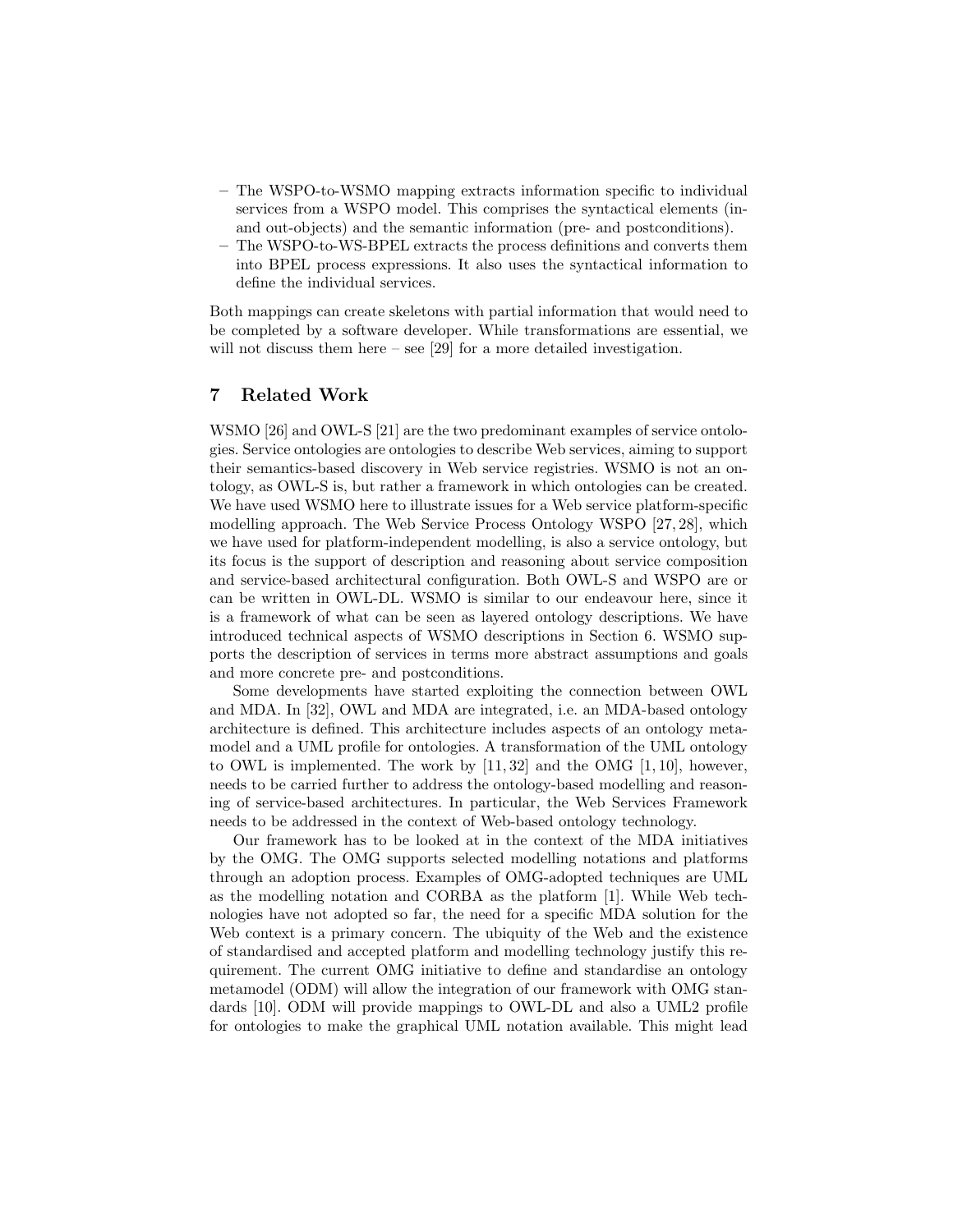- The WSPO-to-WSMO mapping extracts information specific to individual services from a WSPO model. This comprises the syntactical elements (in- and out-objects) and the semantic information (pre- and postconditions).
- The WSPO-to-WS-BPEL extracts the process definitions and converts them into BPEL process expressions. It also uses the syntactical information to define the individual services.

Both mappings can create skeletons with partial information that would need to be completed by a software developer. While transformations are essential, we will not discuss them here – see [29] for a more detailed investigation.

## 7 Related Work

WSMO [26] and OWL-S [21] are the two predominant examples of service ontologies. Service ontologies are ontologies to describe Web services, aiming to support their semantics-based discovery in Web service registries. WSMO is not an ontology, as OWL-S is, but rather a framework in which ontologies can be created. We have used WSMO here to illustrate issues for a Web service platform-specific modelling approach. The Web Service Process Ontology WSPO [27, 28], which we have used for platform-independent modelling, is also a service ontology, but its focus is the support of description and reasoning about service composition and service-based architectural configuration. Both OWL-S and WSPO are or can be written in OWL-DL. WSMO is similar to our endeavour here, since it is a framework of what can be seen as layered ontology descriptions. We have introduced technical aspects of WSMO descriptions in Section 6. WSMO supports the description of services in terms more abstract assumptions and goals and more concrete pre- and postconditions.

Some developments have started exploiting the connection between OWL and MDA. In [32], OWL and MDA are integrated, i.e. an MDA-based ontology architecture is defined. This architecture includes aspects of an ontology metamodel and a UML profile for ontologies. A transformation of the UML ontology to OWL is implemented. The work by [11, 32] and the OMG [1, 10], however, needs to be carried further to address the ontology-based modelling and reasoning of service-based architectures. In particular, the Web Services Framework needs to be addressed in the context of Web-based ontology technology.

Our framework has to be looked at in the context of the MDA initiatives by the OMG. The OMG supports selected modelling notations and platforms through an adoption process. Examples of OMG-adopted techniques are UML as the modelling notation and CORBA as the platform [1]. While Web technologies have not adopted so far, the need for a specific MDA solution for the Web context is a primary concern. The ubiquity of the Web and the existence of standardised and accepted platform and modelling technology justify this requirement. The current OMG initiative to define and standardise an ontology metamodel (ODM) will allow the integration of our framework with OMG standards [10]. ODM will provide mappings to OWL-DL and also a UML2 profile for ontologies to make the graphical UML notation available. This might lead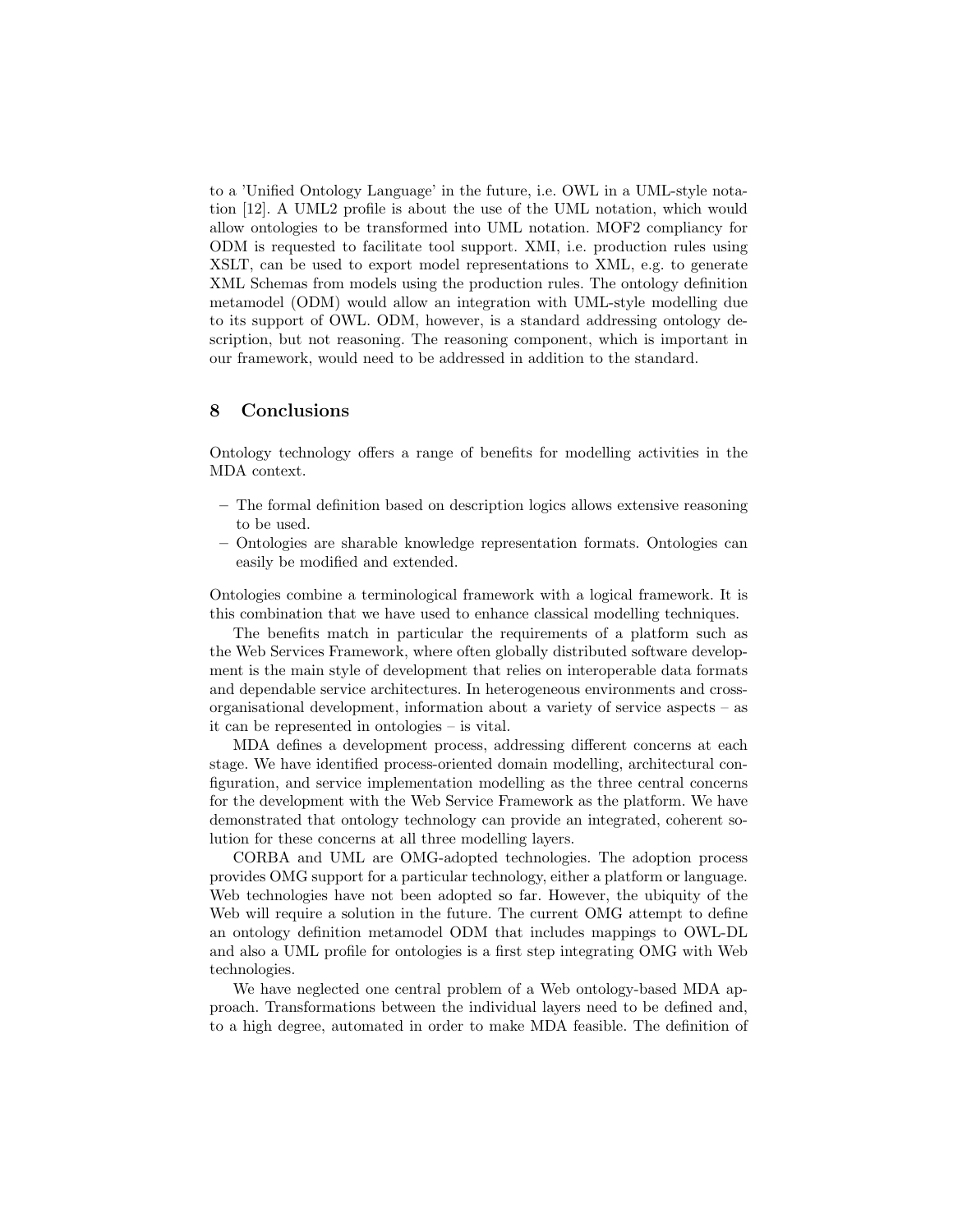to a 'Unified Ontology Language' in the future, i.e. OWL in a UML-style notation [12]. A UML2 profile is about the use of the UML notation, which would allow ontologies to be transformed into UML notation. MOF2 compliancy for ODM is requested to facilitate tool support. XMI, i.e. production rules using XSLT, can be used to export model representations to XML, e.g. to generate XML Schemas from models using the production rules. The ontology definition metamodel (ODM) would allow an integration with UML-style modelling due to its support of OWL. ODM, however, is a standard addressing ontology description, but not reasoning. The reasoning component, which is important in our framework, would need to be addressed in addition to the standard.

## 8 Conclusions

Ontology technology offers a range of benefits for modelling activities in the MDA context.

- The formal definition based on description logics allows extensive reasoning to be used.
- Ontologies are sharable knowledge representation formats. Ontologies can easily be modified and extended.

Ontologies combine a terminological framework with a logical framework. It is this combination that we have used to enhance classical modelling techniques.

The benefits match in particular the requirements of a platform such as the Web Services Framework, where often globally distributed software development is the main style of development that relies on interoperable data formats and dependable service architectures. In heterogeneous environments and cross-organisational development, information about a variety of service aspects – as it can be represented in ontologies – is vital.

MDA defines a development process, addressing different concerns at each stage. We have identified process-oriented domain modelling, architectural configuration, and service implementation modelling as the three central concerns for the development with the Web Service Framework as the platform. We have demonstrated that ontology technology can provide an integrated, coherent solution for these concerns at all three modelling layers.

CORBA and UML are OMG-adopted technologies. The adoption process provides OMG support for a particular technology, either a platform or language. Web technologies have not been adopted so far. However, the ubiquity of the Web will require a solution in the future. The current OMG attempt to define an ontology definition metamodel ODM that includes mappings to OWL-DL and also a UML profile for ontologies is a first step integrating OMG with Web technologies.

We have neglected one central problem of a Web ontology-based MDA approach. Transformations between the individual layers need to be defined and, to a high degree, automated in order to make MDA feasible. The definition of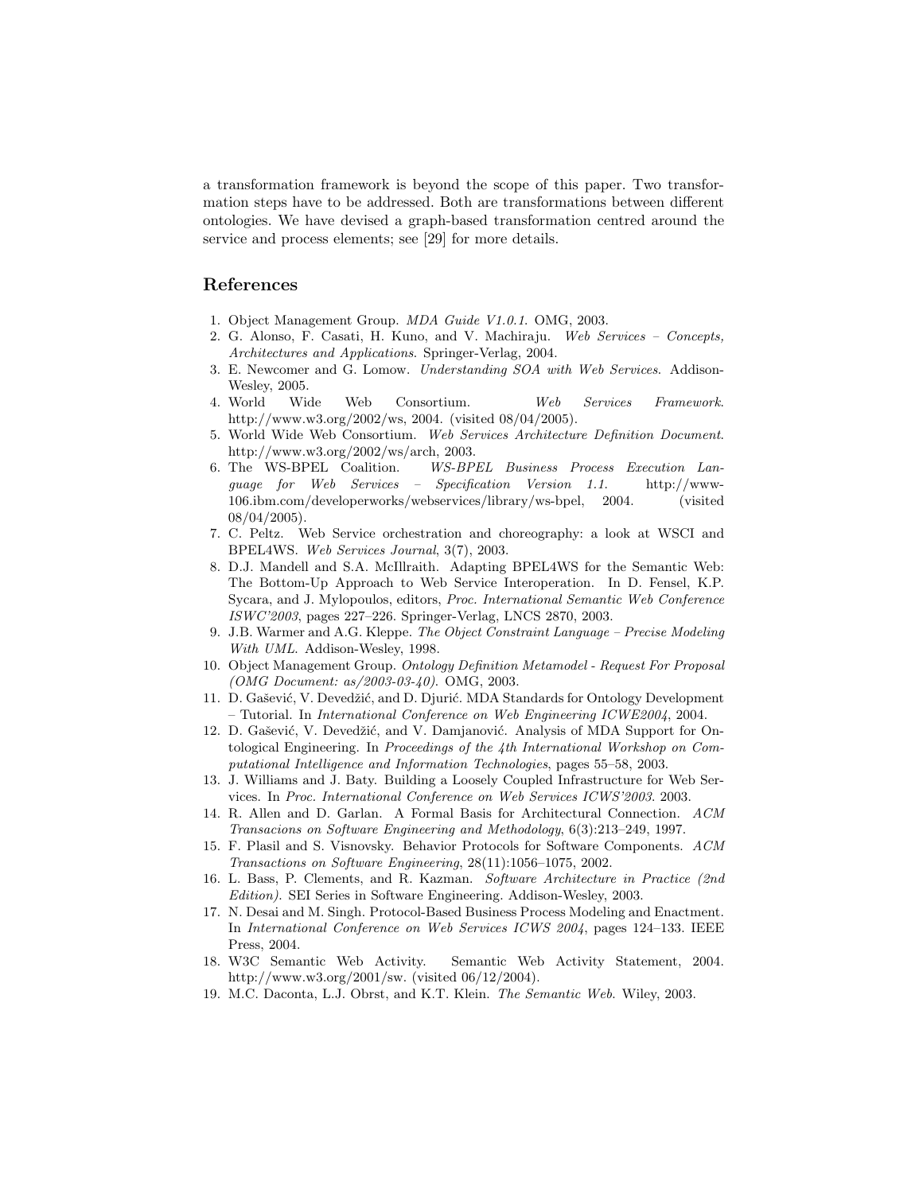a transformation framework is beyond the scope of this paper. Two transformation steps have to be addressed. Both are transformations between different ontologies. We have devised a graph-based transformation centred around the service and process elements; see [29] for more details.

## References

1. Object Management Group. *MDA Guide V1.0.1.* OMG, 2003.
2. G. Alonso, F. Casati, H. Kuno, and V. Machiraju. *Web Services – Concepts, Architectures and Applications*. Springer-Verlag, 2004.
3. E. Newcomer and G. Lomow. *Understanding SOA with Web Services*. Addison-Wesley, 2005.
4. World Wide Web Consortium. *Web Services Framework.* http://www.w3.org/2002/ws, 2004. (visited 08/04/2005).
5. World Wide Web Consortium. *Web Services Architecture Definition Document.* http://www.w3.org/2002/ws/arch, 2003.
6. The WS-BPEL Coalition. *WS-BPEL Business Process Execution Language for Web Services – Specification Version 1.1.* http://www-106.ibm.com/developerworks/webservices/library/ws-bpel, 2004. (visited 08/04/2005).
7. C. Peltz. Web Service orchestration and choreography: a look at WSCI and BPEL4WS. *Web Services Journal*, 3(7), 2003.
8. D.J. Mandell and S.A. McIllraith. Adapting BPEL4WS for the Semantic Web: The Bottom-Up Approach to Web Service Interoperation. In D. Fensel, K.P. Sycara, and J. Mylopoulos, editors, *Proc. International Semantic Web Conference ISWC'2003*, pages 227–226. Springer-Verlag, LNCS 2870, 2003.
9. J.B. Warmer and A.G. Kleppe. *The Object Constraint Language – Precise Modeling With UML*. Addison-Wesley, 1998.
10. Object Management Group. *Ontology Definition Metamodel - Request For Proposal (OMG Document: as/2003-03-40)*. OMG, 2003.
11. D. Gašević, V. Devedžić, and D. Djurić. MDA Standards for Ontology Development – Tutorial. In *International Conference on Web Engineering ICWE2004*, 2004.
12. D. Gašević, V. Devedžić, and V. Damjanović. Analysis of MDA Support for Ontological Engineering. In *Proceedings of the 4th International Workshop on Computational Intelligence and Information Technologies*, pages 55–58, 2003.
13. J. Williams and J. Baty. Building a Loosely Coupled Infrastructure for Web Services. In *Proc. International Conference on Web Services ICWS'2003*. 2003.
14. R. Allen and D. Garlan. A Formal Basis for Architectural Connection. *ACM Transacions on Software Engineering and Methodology*, 6(3):213–249, 1997.
15. F. Plasil and S. Visnovsky. Behavior Protocols for Software Components. *ACM Transactions on Software Engineering*, 28(11):1056–1075, 2002.
16. L. Bass, P. Clements, and R. Kazman. *Software Architecture in Practice (2nd Edition)*. SEI Series in Software Engineering. Addison-Wesley, 2003.
17. N. Desai and M. Singh. Protocol-Based Business Process Modeling and Enactment. In *International Conference on Web Services ICWS 2004*, pages 124–133. IEEE Press, 2004.
18. W3C Semantic Web Activity. Semantic Web Activity Statement, 2004. http://www.w3.org/2001/sw. (visited 06/12/2004).
19. M.C. Daconta, L.J. Obrst, and K.T. Klein. *The Semantic Web.* Wiley, 2003.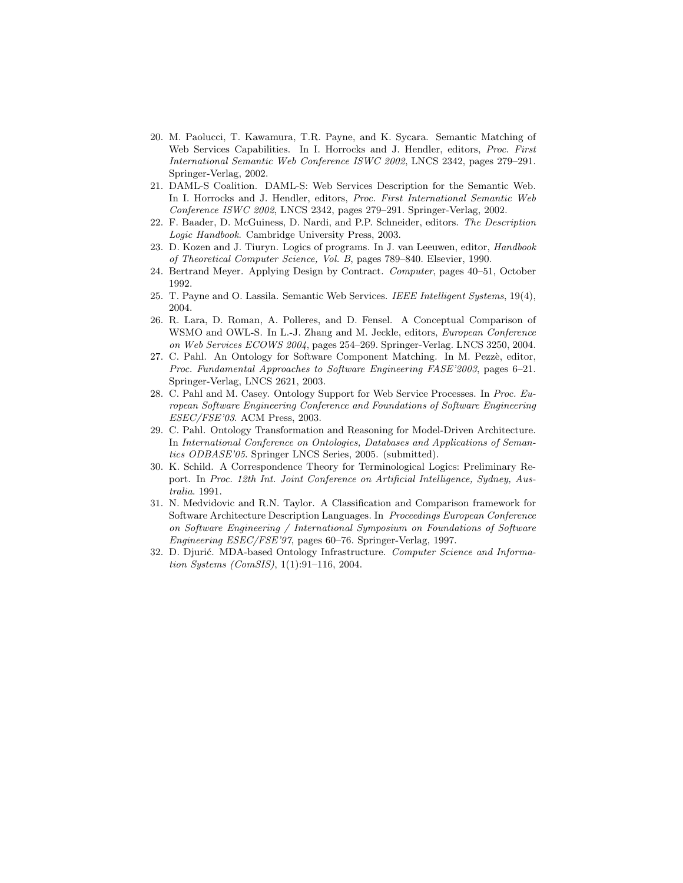20. M. Paolucci, T. Kawamura, T.R. Payne, and K. Sycara. Semantic Matching of Web Services Capabilities. In I. Horrocks and J. Hendler, editors, *Proc. First International Semantic Web Conference ISWC 2002*, LNCS 2342, pages 279–291. Springer-Verlag, 2002.
21. DAML-S Coalition. DAML-S: Web Services Description for the Semantic Web. In I. Horrocks and J. Hendler, editors, *Proc. First International Semantic Web Conference ISWC 2002*, LNCS 2342, pages 279–291. Springer-Verlag, 2002.
22. F. Baader, D. McGuiness, D. Nardi, and P.P. Schneider, editors. *The Description Logic Handbook*. Cambridge University Press, 2003.
23. D. Kozen and J. Tiuryn. Logics of programs. In J. van Leeuwen, editor, *Handbook of Theoretical Computer Science, Vol. B*, pages 789–840. Elsevier, 1990.
24. Bertrand Meyer. Applying Design by Contract. *Computer*, pages 40–51, October 1992.
25. T. Payne and O. Lassila. Semantic Web Services. *IEEE Intelligent Systems*, 19(4), 2004.
26. R. Lara, D. Roman, A. Polleres, and D. Fensel. A Conceptual Comparison of WSMO and OWL-S. In L.-J. Zhang and M. Jeckle, editors, *European Conference on Web Services ECOWS 2004*, pages 254–269. Springer-Verlag. LNCS 3250, 2004.
27. C. Pahl. An Ontology for Software Component Matching. In M. Pezzè, editor, *Proc. Fundamental Approaches to Software Engineering FASE'2003*, pages 6–21. Springer-Verlag, LNCS 2621, 2003.
28. C. Pahl and M. Casey. Ontology Support for Web Service Processes. In *Proc. European Software Engineering Conference and Foundations of Software Engineering ESEC/FSE'03*. ACM Press, 2003.
29. C. Pahl. Ontology Transformation and Reasoning for Model-Driven Architecture. In *International Conference on Ontologies, Databases and Applications of Semantics ODBASE'05*. Springer LNCS Series, 2005. (submitted).
30. K. Schild. A Correspondence Theory for Terminological Logics: Preliminary Report. In *Proc. 12th Int. Joint Conference on Artificial Intelligence, Sydney, Australia*. 1991.
31. N. Medvidovic and R.N. Taylor. A Classification and Comparison framework for Software Architecture Description Languages. In *Proceedings European Conference on Software Engineering / International Symposium on Foundations of Software Engineering ESEC/FSE'97*, pages 60–76. Springer-Verlag, 1997.
32. D. Djurić. MDA-based Ontology Infrastructure. *Computer Science and Information Systems (ComSIS)*, 1(1):91–116, 2004.